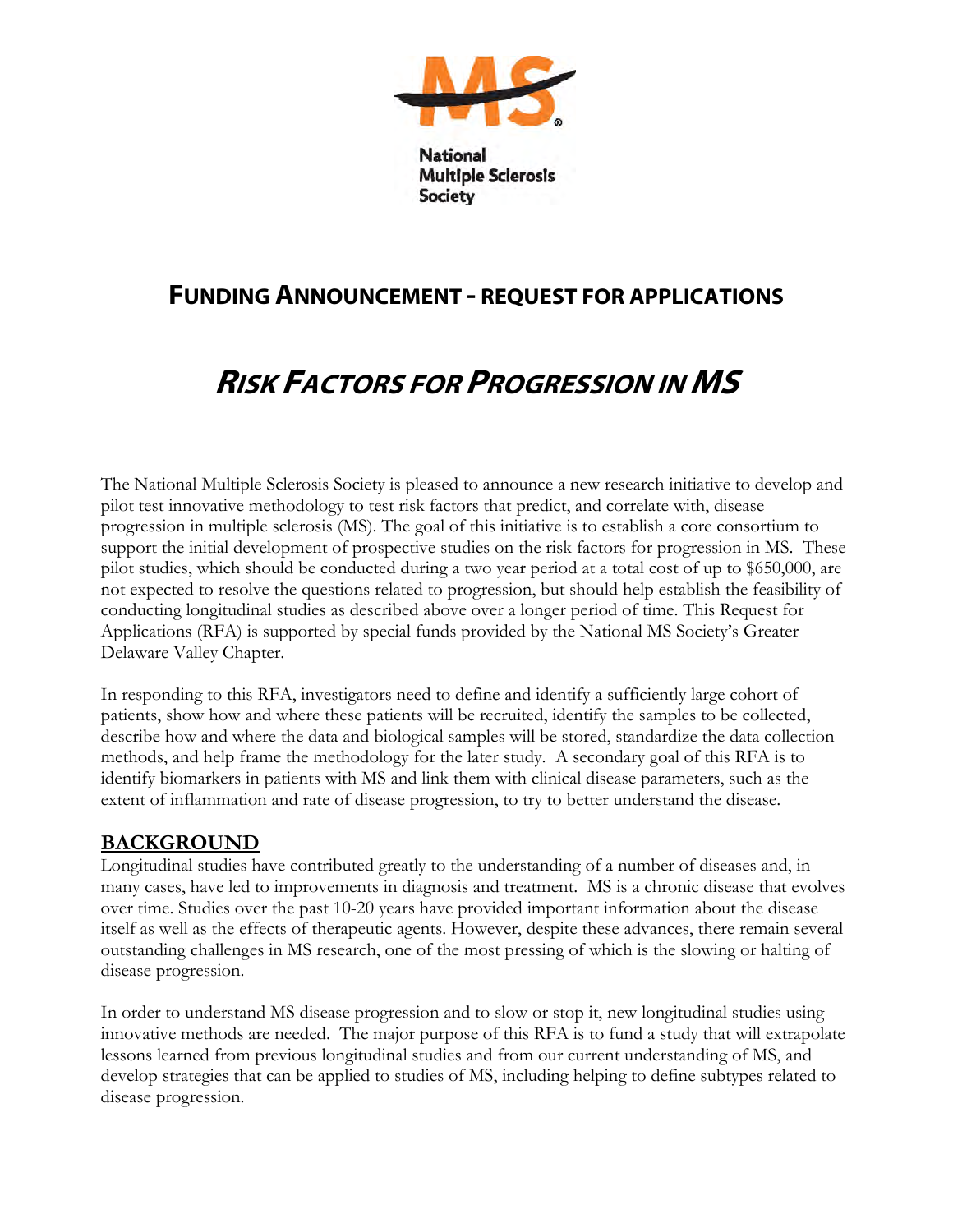National Multiple Sclerosis Society

## FUNDING ANNOUNCEMENT - REQUEST FOR APPLICATIONS

# *RISK FACTORS FOR PROGRESSION IN MS*

The National Multiple Sclerosis Society is pleased to announce a new research initiative to develop and pilot test innovative methodology to test risk factors that predict, and correlate with, disease progression in multiple sclerosis (MS). The goal of this initiative is to establish a core consortium to support the initial development of prospective studies on the risk factors for progression in MS. These pilot studies, which should be conducted during a two year period at a total cost of up to $650,000, are not expected to resolve the questions related to progression, but should help establish the feasibility of conducting longitudinal studies as described above over a longer period of time. This Request for Applications (RFA) is supported by special funds provided by the National MS Society's Greater Delaware Valley Chapter.

In responding to this RFA, investigators need to define and identify a sufficiently large cohort of patients, show how and where these patients will be recruited, identify the samples to be collected, describe how and where the data and biological samples will be stored, standardize the data collection methods, and help frame the methodology for the later study. A secondary goal of this RFA is to identify biomarkers in patients with MS and link them with clinical disease parameters, such as the extent of inflammation and rate of disease progression, to try to better understand the disease.

## BACKGROUND

Longitudinal studies have contributed greatly to the understanding of a number of diseases and, in many cases, have led to improvements in diagnosis and treatment. MS is a chronic disease that evolves over time. Studies over the past 10-20 years have provided important information about the disease itself as well as the effects of therapeutic agents. However, despite these advances, there remain several outstanding challenges in MS research, one of the most pressing of which is the slowing or halting of disease progression.

In order to understand MS disease progression and to slow or stop it, new longitudinal studies using innovative methods are needed. The major purpose of this RFA is to fund a study that will extrapolate lessons learned from previous longitudinal studies and from our current understanding of MS, and develop strategies that can be applied to studies of MS, including helping to define subtypes related to disease progression.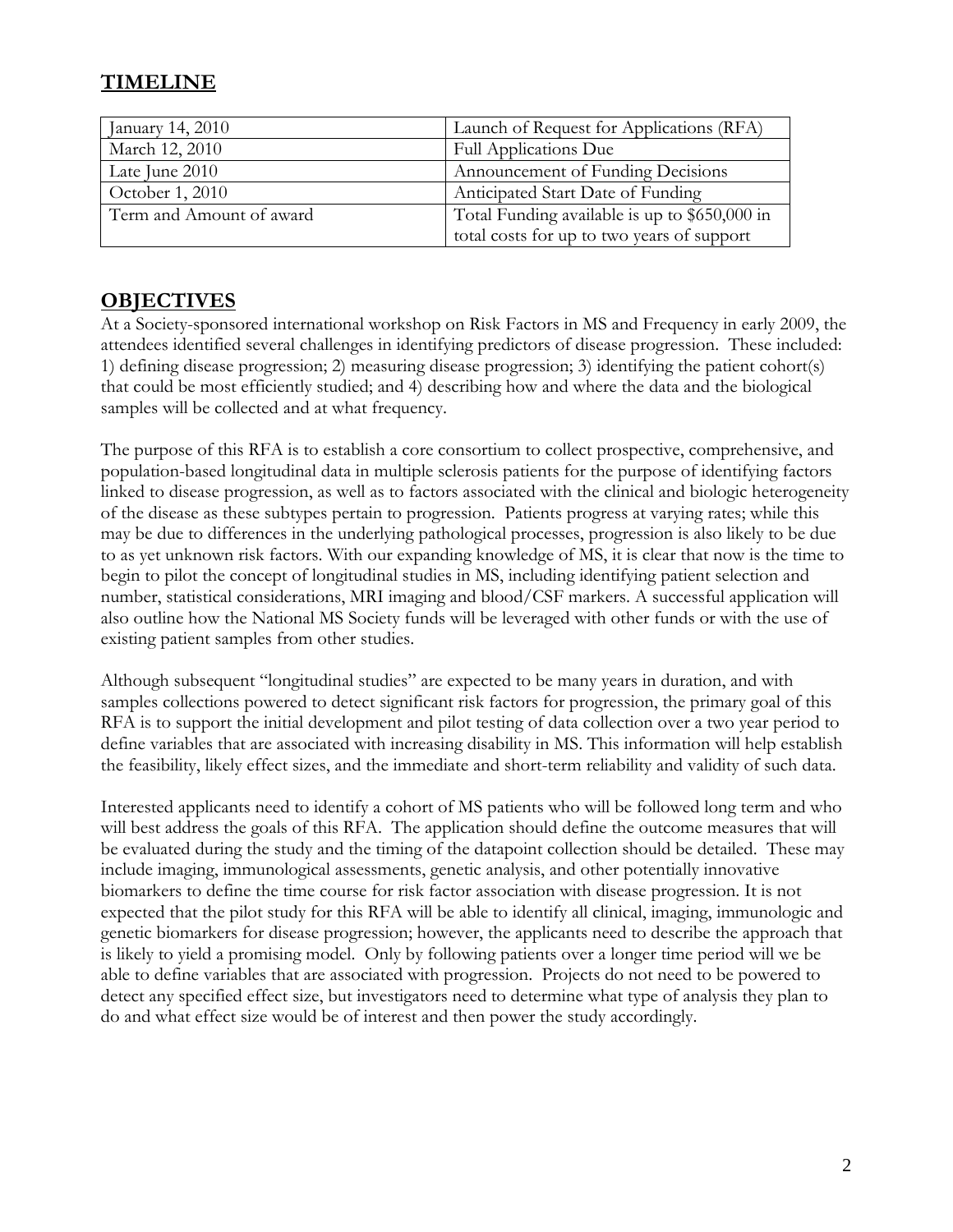## TIMELINE

| January 14, 2010 | Launch of Request for Applications (RFA) |
|---|---|
| March 12, 2010 | Full Applications Due |
| Late June 2010 | Announcement of Funding Decisions |
| October 1, 2010 | Anticipated Start Date of Funding |
| Term and Amount of award | Total Funding available is up to $650,000 in total costs for up to two years of support |

## OBJECTIVES

At a Society-sponsored international workshop on Risk Factors in MS and Frequency in early 2009, the attendees identified several challenges in identifying predictors of disease progression. These included: 1) defining disease progression; 2) measuring disease progression; 3) identifying the patient cohort(s) that could be most efficiently studied; and 4) describing how and where the data and the biological samples will be collected and at what frequency.

The purpose of this RFA is to establish a core consortium to collect prospective, comprehensive, and population-based longitudinal data in multiple sclerosis patients for the purpose of identifying factors linked to disease progression, as well as to factors associated with the clinical and biologic heterogeneity of the disease as these subtypes pertain to progression. Patients progress at varying rates; while this may be due to differences in the underlying pathological processes, progression is also likely to be due to as yet unknown risk factors. With our expanding knowledge of MS, it is clear that now is the time to begin to pilot the concept of longitudinal studies in MS, including identifying patient selection and number, statistical considerations, MRI imaging and blood/CSF markers. A successful application will also outline how the National MS Society funds will be leveraged with other funds or with the use of existing patient samples from other studies.

Although subsequent "longitudinal studies" are expected to be many years in duration, and with samples collections powered to detect significant risk factors for progression, the primary goal of this RFA is to support the initial development and pilot testing of data collection over a two year period to define variables that are associated with increasing disability in MS. This information will help establish the feasibility, likely effect sizes, and the immediate and short-term reliability and validity of such data.

Interested applicants need to identify a cohort of MS patients who will be followed long term and who will best address the goals of this RFA. The application should define the outcome measures that will be evaluated during the study and the timing of the datapoint collection should be detailed. These may include imaging, immunological assessments, genetic analysis, and other potentially innovative biomarkers to define the time course for risk factor association with disease progression. It is not expected that the pilot study for this RFA will be able to identify all clinical, imaging, immunologic and genetic biomarkers for disease progression; however, the applicants need to describe the approach that is likely to yield a promising model. Only by following patients over a longer time period will we be able to define variables that are associated with progression. Projects do not need to be powered to detect any specified effect size, but investigators need to determine what type of analysis they plan to do and what effect size would be of interest and then power the study accordingly.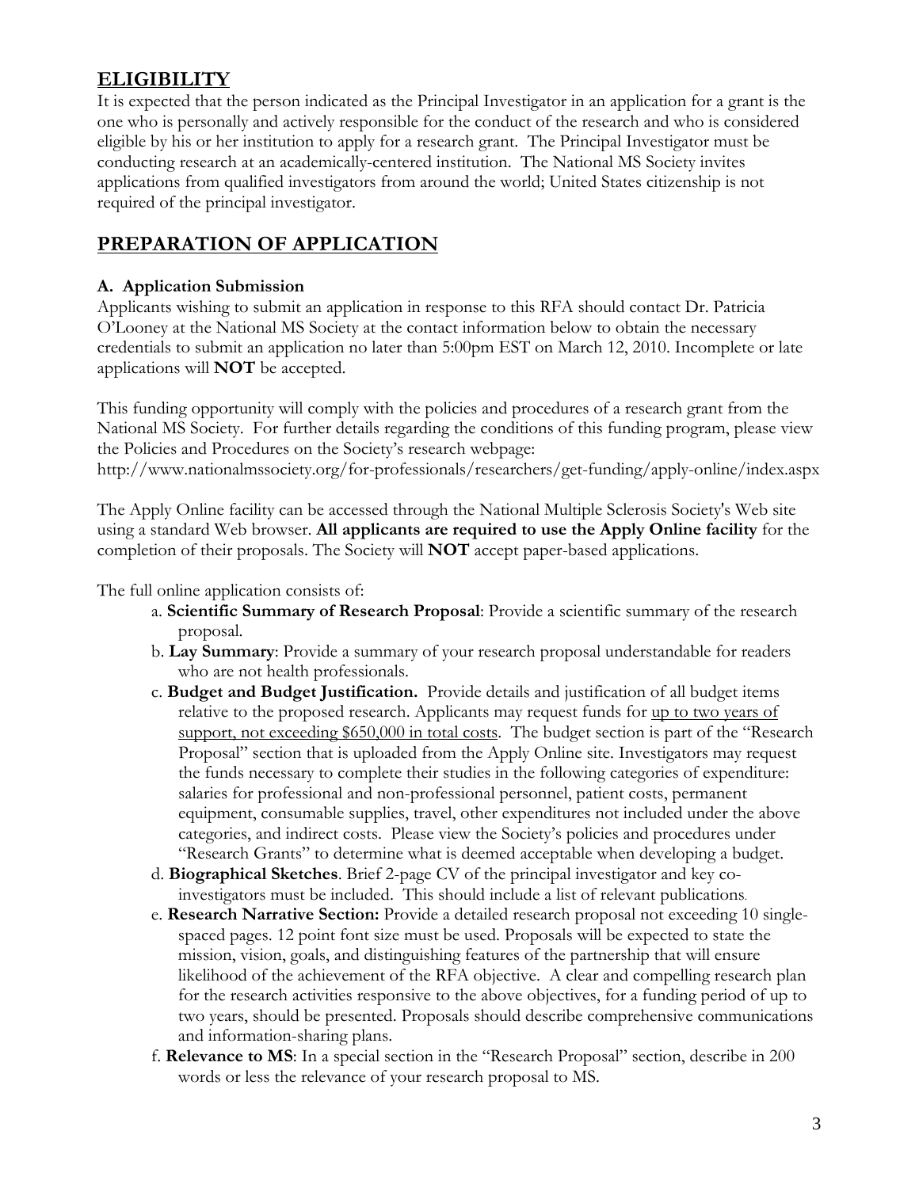## ELIGIBILITY

It is expected that the person indicated as the Principal Investigator in an application for a grant is the one who is personally and actively responsible for the conduct of the research and who is considered eligible by his or her institution to apply for a research grant. The Principal Investigator must be conducting research at an academically-centered institution. The National MS Society invites applications from qualified investigators from around the world; United States citizenship is not required of the principal investigator.

## PREPARATION OF APPLICATION

### A. Application Submission

Applicants wishing to submit an application in response to this RFA should contact Dr. Patricia O'Looney at the National MS Society at the contact information below to obtain the necessary credentials to submit an application no later than 5:00pm EST on March 12, 2010. Incomplete or late applications will **NOT** be accepted.

This funding opportunity will comply with the policies and procedures of a research grant from the National MS Society. For further details regarding the conditions of this funding program, please view the Policies and Procedures on the Society's research webpage:
http://www.nationalmssociety.org/for-professionals/researchers/get-funding/apply-online/index.aspx

The Apply Online facility can be accessed through the National Multiple Sclerosis Society's Web site using a standard Web browser. **All applicants are required to use the Apply Online facility** for the completion of their proposals. The Society will **NOT** accept paper-based applications.

The full online application consists of:

a. **Scientific Summary of Research Proposal**: Provide a scientific summary of the research proposal.

b. **Lay Summary**: Provide a summary of your research proposal understandable for readers who are not health professionals.

c. **Budget and Budget Justification.** Provide details and justification of all budget items relative to the proposed research. Applicants may request funds for <u>up to two years of support, not exceeding $650,000 in total costs</u>. The budget section is part of the "Research Proposal" section that is uploaded from the Apply Online site. Investigators may request the funds necessary to complete their studies in the following categories of expenditure: salaries for professional and non-professional personnel, patient costs, permanent equipment, consumable supplies, travel, other expenditures not included under the above categories, and indirect costs. Please view the Society's policies and procedures under "Research Grants" to determine what is deemed acceptable when developing a budget.

d. **Biographical Sketches**. Brief 2-page CV of the principal investigator and key co-investigators must be included. This should include a list of relevant publications.

e. **Research Narrative Section:** Provide a detailed research proposal not exceeding 10 single-spaced pages. 12 point font size must be used. Proposals will be expected to state the mission, vision, goals, and distinguishing features of the partnership that will ensure likelihood of the achievement of the RFA objective. A clear and compelling research plan for the research activities responsive to the above objectives, for a funding period of up to two years, should be presented. Proposals should describe comprehensive communications and information-sharing plans.

f. **Relevance to MS**: In a special section in the "Research Proposal" section, describe in 200 words or less the relevance of your research proposal to MS.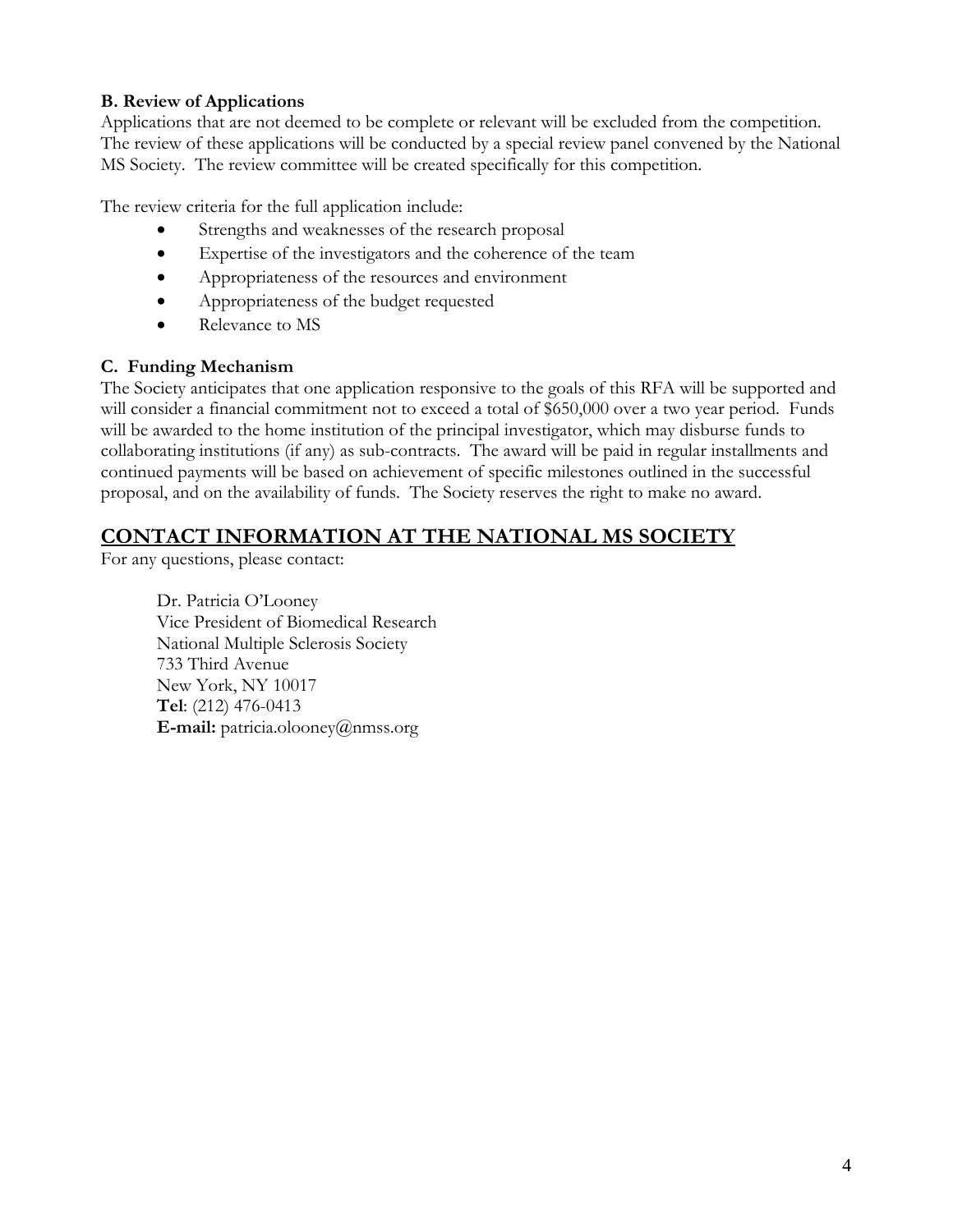### B. Review of Applications

Applications that are not deemed to be complete or relevant will be excluded from the competition. The review of these applications will be conducted by a special review panel convened by the National MS Society. The review committee will be created specifically for this competition.

The review criteria for the full application include:

- Strengths and weaknesses of the research proposal
- Expertise of the investigators and the coherence of the team
- Appropriateness of the resources and environment
- Appropriateness of the budget requested
- Relevance to MS

### C. Funding Mechanism

The Society anticipates that one application responsive to the goals of this RFA will be supported and will consider a financial commitment not to exceed a total of $650,000 over a two year period. Funds will be awarded to the home institution of the principal investigator, which may disburse funds to collaborating institutions (if any) as sub-contracts. The award will be paid in regular installments and continued payments will be based on achievement of specific milestones outlined in the successful proposal, and on the availability of funds. The Society reserves the right to make no award.

## CONTACT INFORMATION AT THE NATIONAL MS SOCIETY

For any questions, please contact:

Dr. Patricia O'Looney
Vice President of Biomedical Research
National Multiple Sclerosis Society
733 Third Avenue
New York, NY 10017
**Tel**: (212) 476-0413
**E-mail:** patricia.olooney@nmss.org